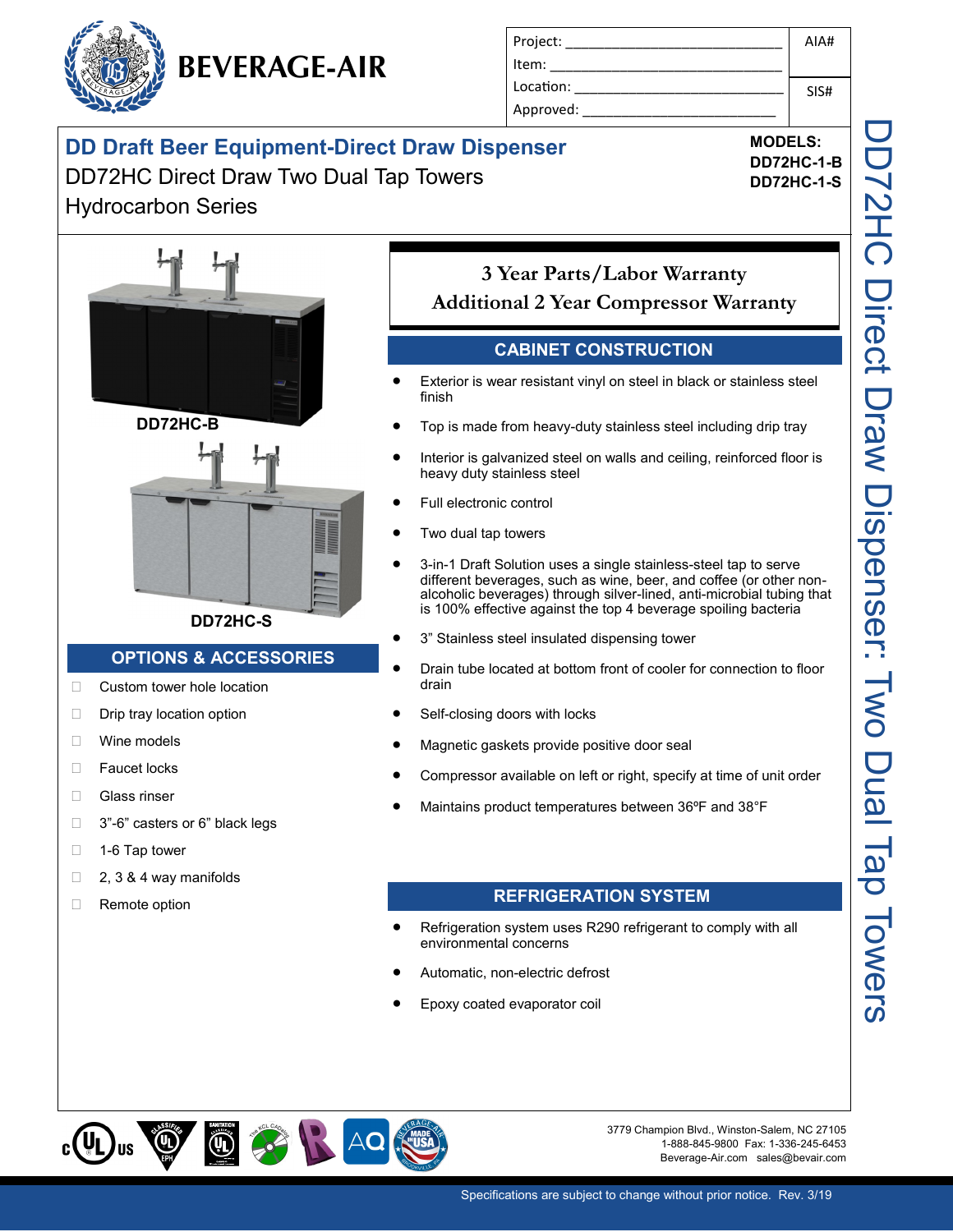# BEVERAGE-AIR

| Project: | AIA# |
|---|---|
| Item: | |
| Location: | SIS# |
| Approved: | |

## DD Draft Beer Equipment-Direct Draw Dispenser

DD72HC Direct Draw Two Dual Tap Towers
Hydrocarbon Series

**MODELS:**
**DD72HC-1-B**
**DD72HC-1-S**

DD72HC Direct Draw Dispenser: Two Dual Tap Towers

**DD72HC-B**

**DD72HC-S**

## OPTIONS & ACCESSORIES

- ☐ Custom tower hole location
- ☐ Drip tray location option
- ☐ Wine models
- ☐ Faucet locks
- ☐ Glass rinser
- ☐ 3"-6" casters or 6" black legs
- ☐ 1-6 Tap tower
- ☐ 2, 3 & 4 way manifolds
- ☐ Remote option

**3 Year Parts/Labor Warranty**
**Additional 2 Year Compressor Warranty**

## CABINET CONSTRUCTION

- Exterior is wear resistant vinyl on steel in black or stainless steel finish
- Top is made from heavy-duty stainless steel including drip tray
- Interior is galvanized steel on walls and ceiling, reinforced floor is heavy duty stainless steel
- Full electronic control
- Two dual tap towers
- 3-in-1 Draft Solution uses a single stainless-steel tap to serve different beverages, such as wine, beer, and coffee (or other non-alcoholic beverages) through silver-lined, anti-microbial tubing that is 100% effective against the top 4 beverage spoiling bacteria
- 3" Stainless steel insulated dispensing tower
- Drain tube located at bottom front of cooler for connection to floor drain
- Self-closing doors with locks
- Magnetic gaskets provide positive door seal
- Compressor available on left or right, specify at time of unit order
- Maintains product temperatures between 36ºF and 38°F

## REFRIGERATION SYSTEM

- Refrigeration system uses R290 refrigerant to comply with all environmental concerns
- Automatic, non-electric defrost
- Epoxy coated evaporator coil

3779 Champion Blvd., Winston-Salem, NC 27105
1-888-845-9800 Fax: 1-336-245-6453
Beverage-Air.com sales@bevair.com

Specifications are subject to change without prior notice. Rev. 3/19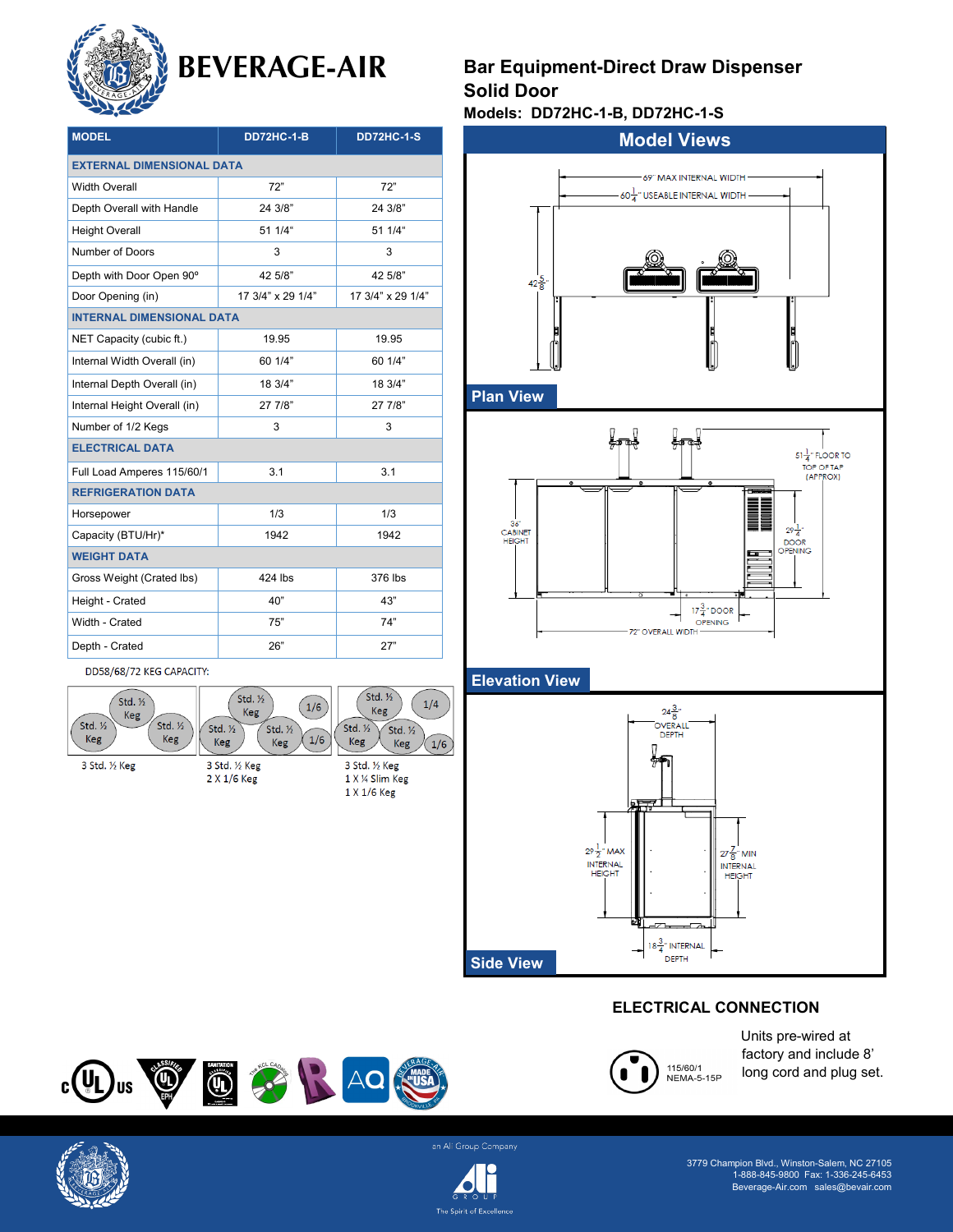# BEVERAGE-AIR

## Bar Equipment-Direct Draw Dispenser
## Solid Door
### Models: DD72HC-1-B, DD72HC-1-S

| MODEL | DD72HC-1-B | DD72HC-1-S |
|---|---|---|
| **EXTERNAL DIMENSIONAL DATA** | | |
| Width Overall | 72" | 72" |
| Depth Overall with Handle | 24 3/8" | 24 3/8" |
| Height Overall | 51 1/4" | 51 1/4" |
| Number of Doors | 3 | 3 |
| Depth with Door Open 90º | 42 5/8" | 42 5/8" |
| Door Opening (in) | 17 3/4" x 29 1/4" | 17 3/4" x 29 1/4" |
| **INTERNAL DIMENSIONAL DATA** | | |
| NET Capacity (cubic ft.) | 19.95 | 19.95 |
| Internal Width Overall (in) | 60 1/4" | 60 1/4" |
| Internal Depth Overall (in) | 18 3/4" | 18 3/4" |
| Internal Height Overall (in) | 27 7/8" | 27 7/8" |
| Number of 1/2 Kegs | 3 | 3 |
| **ELECTRICAL DATA** | | |
| Full Load Amperes 115/60/1 | 3.1 | 3.1 |
| **REFRIGERATION DATA** | | |
| Horsepower | 1/3 | 1/3 |
| Capacity (BTU/Hr)* | 1942 | 1942 |
| **WEIGHT DATA** | | |
| Gross Weight (Crated lbs) | 424 lbs | 376 lbs |
| Height - Crated | 40" | 43" |
| Width - Crated | 75" | 74" |
| Depth - Crated | 26" | 27" |

DD58/68/72 KEG CAPACITY:

Std. ½ Keg
Std. ½ Keg
Std. ½ Keg

3 Std. ½ Keg

Std. ½ Keg
1/6
Std. ½ Keg
Std. ½ Keg
1/6

3 Std. ½ Keg
2 X 1/6 Keg

Std. ½ Keg
1/4
Std. ½ Keg
Std. ½ Keg
1/6

3 Std. ½ Keg
1 X ¼ Slim Keg
1 X 1/6 Keg

## Model Views

69" MAX INTERNAL WIDTH
$60\frac{1}{4}$" USEABLE INTERNAL WIDTH
$42\frac{5}{8}$"

**Plan View**

$51\frac{1}{4}$" FLOOR TO TOP OF TAP (APPROX)
36" CABINET HEIGHT
$29\frac{1}{4}$" DOOR OPENING
$17\frac{3}{4}$" DOOR OPENING
72" OVERALL WIDTH

**Elevation View**

$24\frac{3}{8}$" OVERALL DEPTH
$29\frac{1}{2}$" MAX INTERNAL HEIGHT
$27\frac{7}{8}$" MIN INTERNAL HEIGHT
$18\frac{3}{4}$" INTERNAL DEPTH

**Side View**

## ELECTRICAL CONNECTION

115/60/1
NEMA-5-15P

Units pre-wired at factory and include 8' long cord and plug set.

an Ali Group Company

The Spirit of Excellence

3779 Champion Blvd., Winston-Salem, NC 27105
1-888-845-9800 Fax: 1-336-245-6453
Beverage-Air.com sales@bevair.com